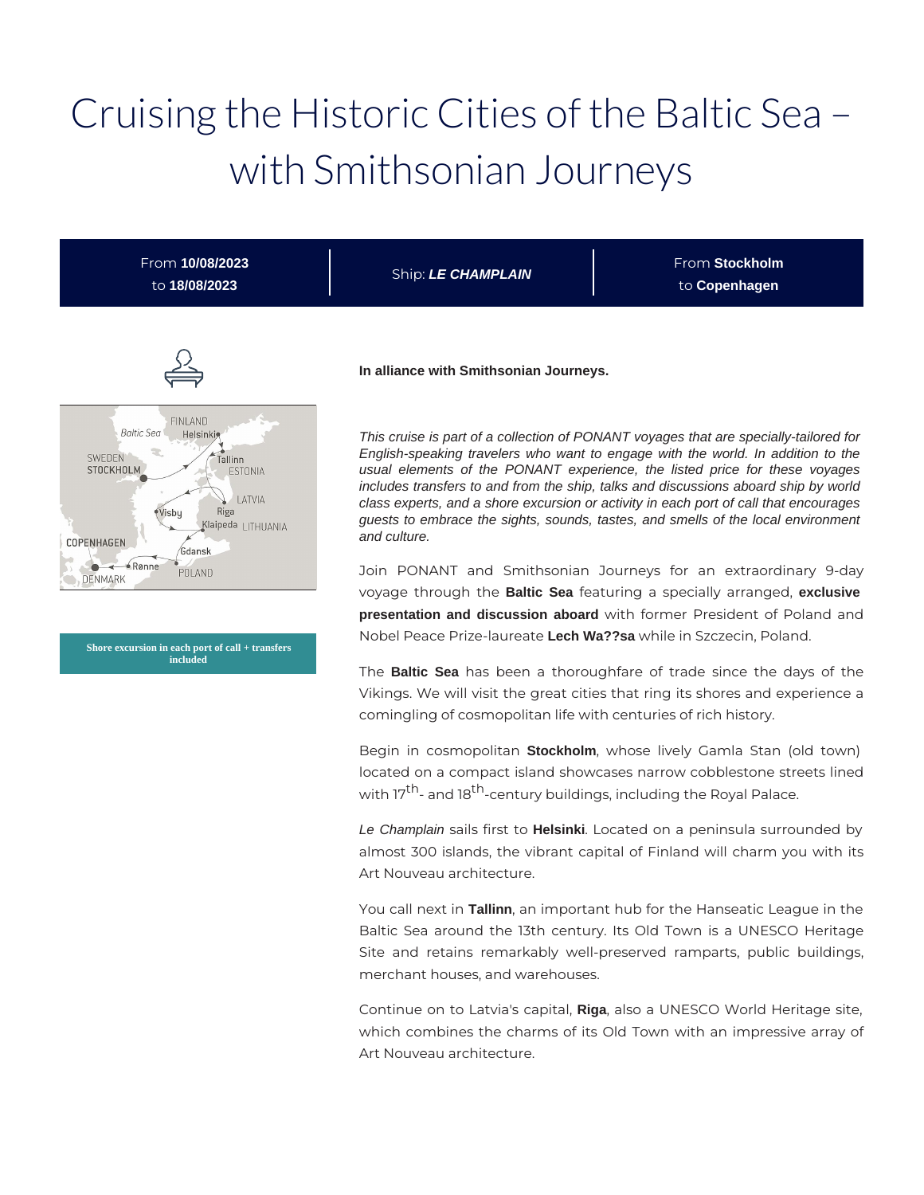# Cruising the Historic Cities of the Baltic Sea – with Smithsonian Journeys

| From **10/08/2023** to **18/08/2023** | Ship: ***LE CHAMPLAIN*** | From **Stockholm** to **Copenhagen** |
| --- | --- | --- |

**Shore excursion in each port of call + transfers included**

**In alliance with Smithsonian Journeys.**

*This cruise is part of a collection of PONANT voyages that are specially-tailored for English-speaking travelers who want to engage with the world. In addition to the usual elements of the PONANT experience, the listed price for these voyages includes transfers to and from the ship, talks and discussions aboard ship by world class experts, and a shore excursion or activity in each port of call that encourages guests to embrace the sights, sounds, tastes, and smells of the local environment and culture.*

Join PONANT and Smithsonian Journeys for an extraordinary 9-day voyage through the **Baltic Sea** featuring a specially arranged, **exclusive presentation and discussion aboard** with former President of Poland and Nobel Peace Prize-laureate **Lech Wa??sa** while in Szczecin, Poland.

The **Baltic Sea** has been a thoroughfare of trade since the days of the Vikings. We will visit the great cities that ring its shores and experience a comingling of cosmopolitan life with centuries of rich history.

Begin in cosmopolitan **Stockholm**, whose lively Gamla Stan (old town) located on a compact island showcases narrow cobblestone streets lined with 17th- and 18th-century buildings, including the Royal Palace.

*Le Champlain* sails first to **Helsinki**. Located on a peninsula surrounded by almost 300 islands, the vibrant capital of Finland will charm you with its Art Nouveau architecture.

You call next in **Tallinn**, an important hub for the Hanseatic League in the Baltic Sea around the 13th century. Its Old Town is a UNESCO Heritage Site and retains remarkably well-preserved ramparts, public buildings, merchant houses, and warehouses.

Continue on to Latvia's capital, **Riga**, also a UNESCO World Heritage site, which combines the charms of its Old Town with an impressive array of Art Nouveau architecture.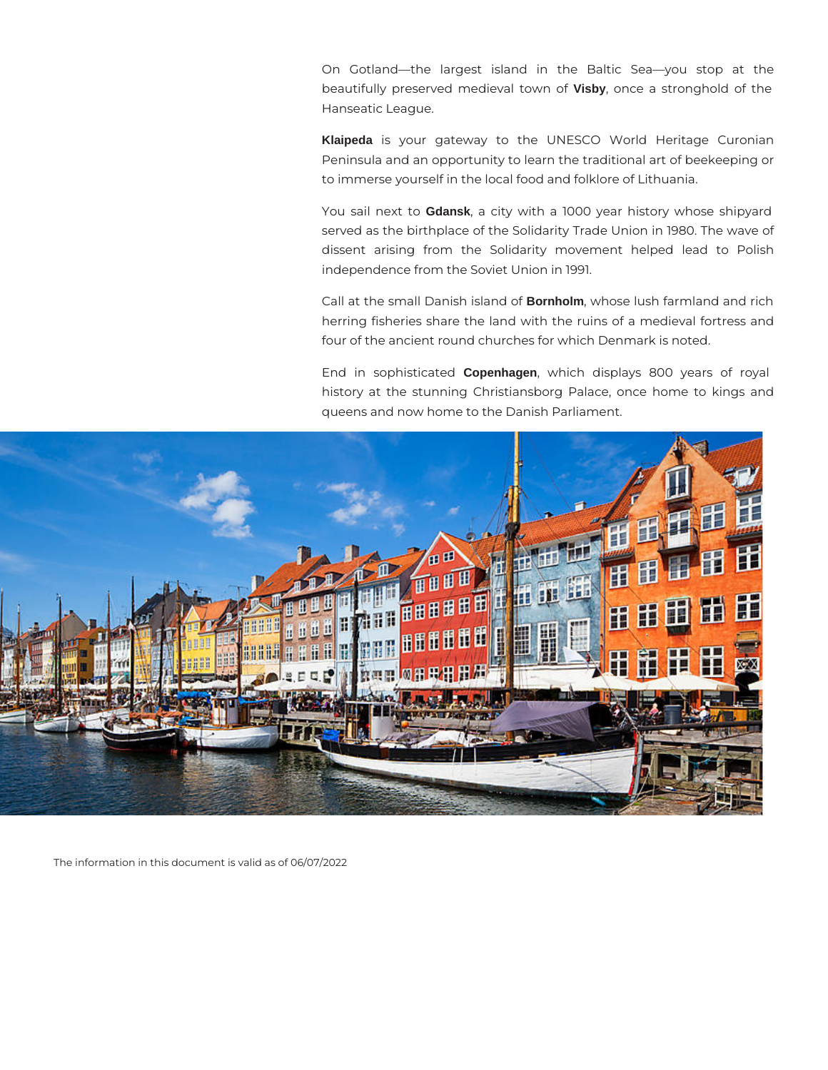On Gotland—the largest island in the Baltic Sea—you stop at the beautifully preserved medieval town of **Visby**, once a stronghold of the Hanseatic League.

**Klaipeda** is your gateway to the UNESCO World Heritage Curonian Peninsula and an opportunity to learn the traditional art of beekeeping or to immerse yourself in the local food and folklore of Lithuania.

You sail next to **Gdansk**, a city with a 1000 year history whose shipyard served as the birthplace of the Solidarity Trade Union in 1980. The wave of dissent arising from the Solidarity movement helped lead to Polish independence from the Soviet Union in 1991.

Call at the small Danish island of **Bornholm**, whose lush farmland and rich herring fisheries share the land with the ruins of a medieval fortress and four of the ancient round churches for which Denmark is noted.

End in sophisticated **Copenhagen**, which displays 800 years of royal history at the stunning Christiansborg Palace, once home to kings and queens and now home to the Danish Parliament.

The information in this document is valid as of 06/07/2022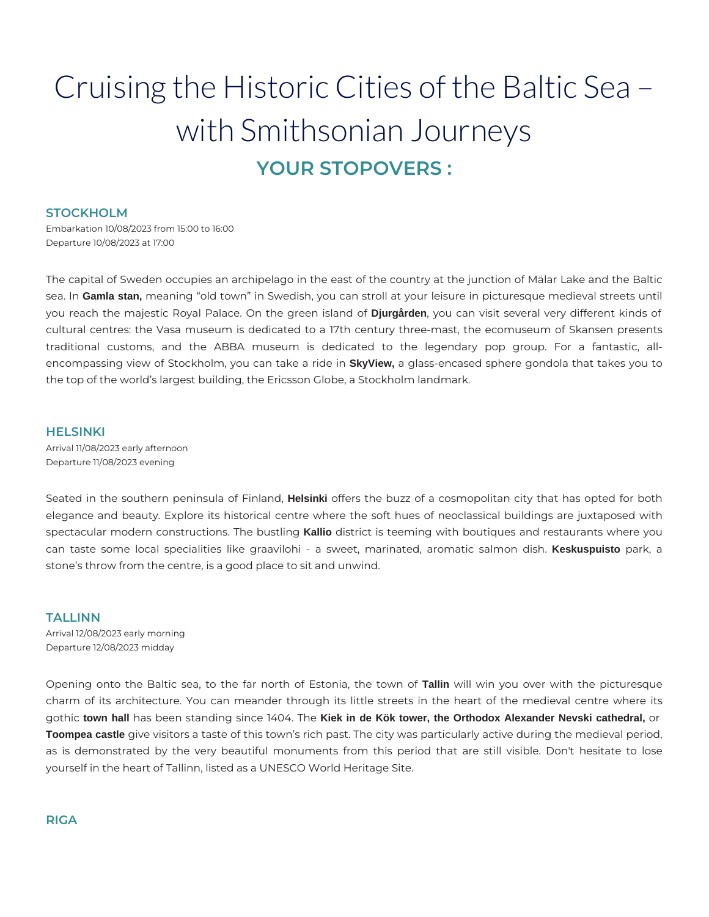# Cruising the Historic Cities of the Baltic Sea – with Smithsonian Journeys

## YOUR STOPOVERS :

### STOCKHOLM

Embarkation 10/08/2023 from 15:00 to 16:00
Departure 10/08/2023 at 17:00

The capital of Sweden occupies an archipelago in the east of the country at the junction of Mälar Lake and the Baltic sea. In **Gamla stan,** meaning "old town" in Swedish, you can stroll at your leisure in picturesque medieval streets until you reach the majestic Royal Palace. On the green island of **Djurgården**, you can visit several very different kinds of cultural centres: the Vasa museum is dedicated to a 17th century three-mast, the ecomuseum of Skansen presents traditional customs, and the ABBA museum is dedicated to the legendary pop group. For a fantastic, all-encompassing view of Stockholm, you can take a ride in **SkyView,** a glass-encased sphere gondola that takes you to the top of the world's largest building, the Ericsson Globe, a Stockholm landmark.

### HELSINKI

Arrival 11/08/2023 early afternoon
Departure 11/08/2023 evening

Seated in the southern peninsula of Finland, **Helsinki** offers the buzz of a cosmopolitan city that has opted for both elegance and beauty. Explore its historical centre where the soft hues of neoclassical buildings are juxtaposed with spectacular modern constructions. The bustling **Kallio** district is teeming with boutiques and restaurants where you can taste some local specialities like graavilohi - a sweet, marinated, aromatic salmon dish. **Keskuspuisto** park, a stone's throw from the centre, is a good place to sit and unwind.

### TALLINN

Arrival 12/08/2023 early morning
Departure 12/08/2023 midday

Opening onto the Baltic sea, to the far north of Estonia, the town of **Tallin** will win you over with the picturesque charm of its architecture. You can meander through its little streets in the heart of the medieval centre where its gothic **town hall** has been standing since 1404. The **Kiek in de Kök tower, the Orthodox Alexander Nevski cathedral,** or **Toompea castle** give visitors a taste of this town's rich past. The city was particularly active during the medieval period, as is demonstrated by the very beautiful monuments from this period that are still visible. Don't hesitate to lose yourself in the heart of Tallinn, listed as a UNESCO World Heritage Site.

### RIGA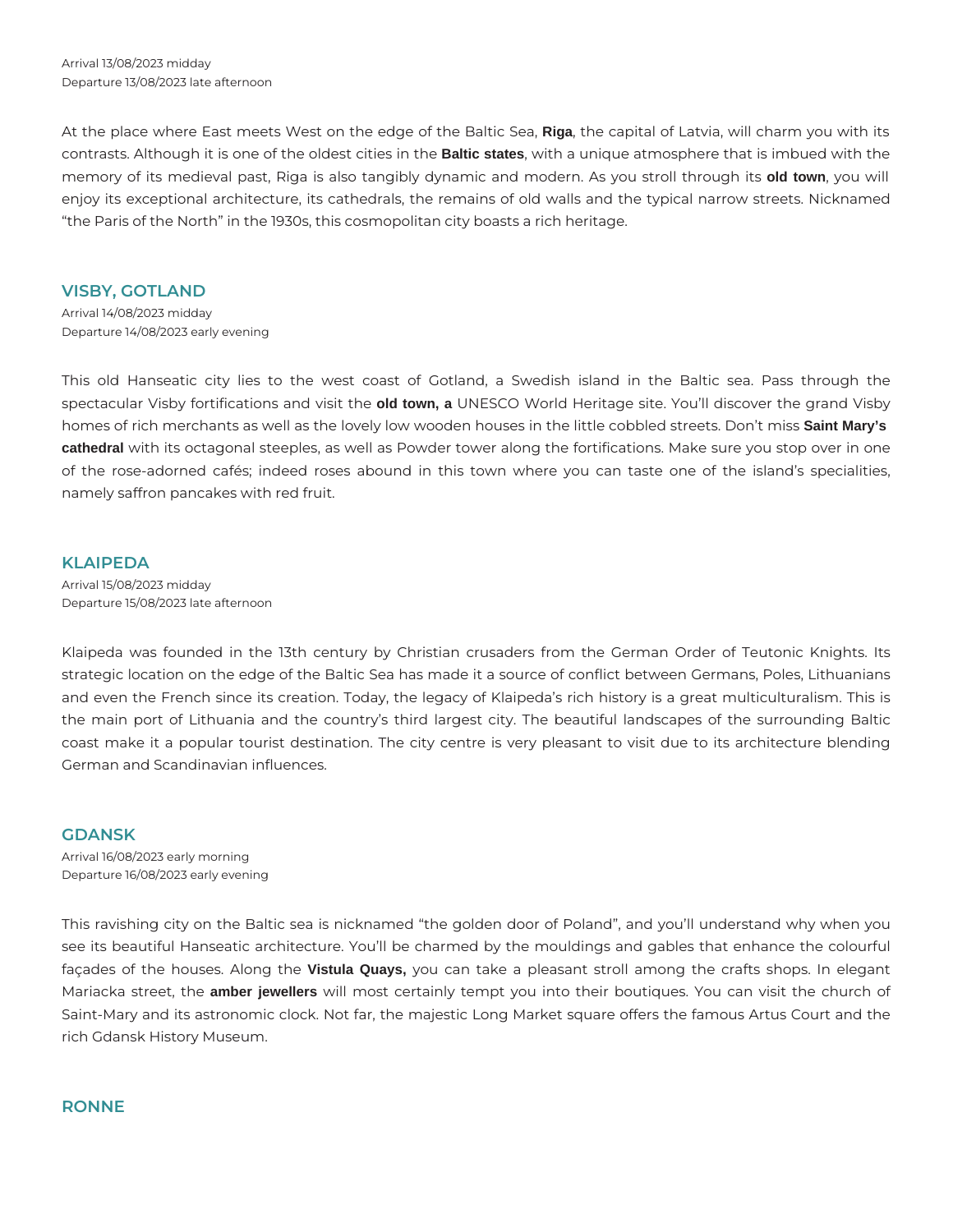Arrival 13/08/2023 midday
Departure 13/08/2023 late afternoon

At the place where East meets West on the edge of the Baltic Sea, **Riga**, the capital of Latvia, will charm you with its contrasts. Although it is one of the oldest cities in the **Baltic states**, with a unique atmosphere that is imbued with the memory of its medieval past, Riga is also tangibly dynamic and modern. As you stroll through its **old town**, you will enjoy its exceptional architecture, its cathedrals, the remains of old walls and the typical narrow streets. Nicknamed “the Paris of the North” in the 1930s, this cosmopolitan city boasts a rich heritage.

## VISBY, GOTLAND

Arrival 14/08/2023 midday
Departure 14/08/2023 early evening

This old Hanseatic city lies to the west coast of Gotland, a Swedish island in the Baltic sea. Pass through the spectacular Visby fortifications and visit the **old town, a** UNESCO World Heritage site. You’ll discover the grand Visby homes of rich merchants as well as the lovely low wooden houses in the little cobbled streets. Don’t miss **Saint Mary’s cathedral** with its octagonal steeples, as well as Powder tower along the fortifications. Make sure you stop over in one of the rose-adorned cafés; indeed roses abound in this town where you can taste one of the island’s specialities, namely saffron pancakes with red fruit.

## KLAIPEDA

Arrival 15/08/2023 midday
Departure 15/08/2023 late afternoon

Klaipeda was founded in the 13th century by Christian crusaders from the German Order of Teutonic Knights. Its strategic location on the edge of the Baltic Sea has made it a source of conflict between Germans, Poles, Lithuanians and even the French since its creation. Today, the legacy of Klaipeda’s rich history is a great multiculturalism. This is the main port of Lithuania and the country’s third largest city. The beautiful landscapes of the surrounding Baltic coast make it a popular tourist destination. The city centre is very pleasant to visit due to its architecture blending German and Scandinavian influences.

## GDANSK

Arrival 16/08/2023 early morning
Departure 16/08/2023 early evening

This ravishing city on the Baltic sea is nicknamed “the golden door of Poland”, and you’ll understand why when you see its beautiful Hanseatic architecture. You’ll be charmed by the mouldings and gables that enhance the colourful façades of the houses. Along the **Vistula Quays,** you can take a pleasant stroll among the crafts shops. In elegant Mariacka street, the **amber jewellers** will most certainly tempt you into their boutiques. You can visit the church of Saint-Mary and its astronomic clock. Not far, the majestic Long Market square offers the famous Artus Court and the rich Gdansk History Museum.

## RONNE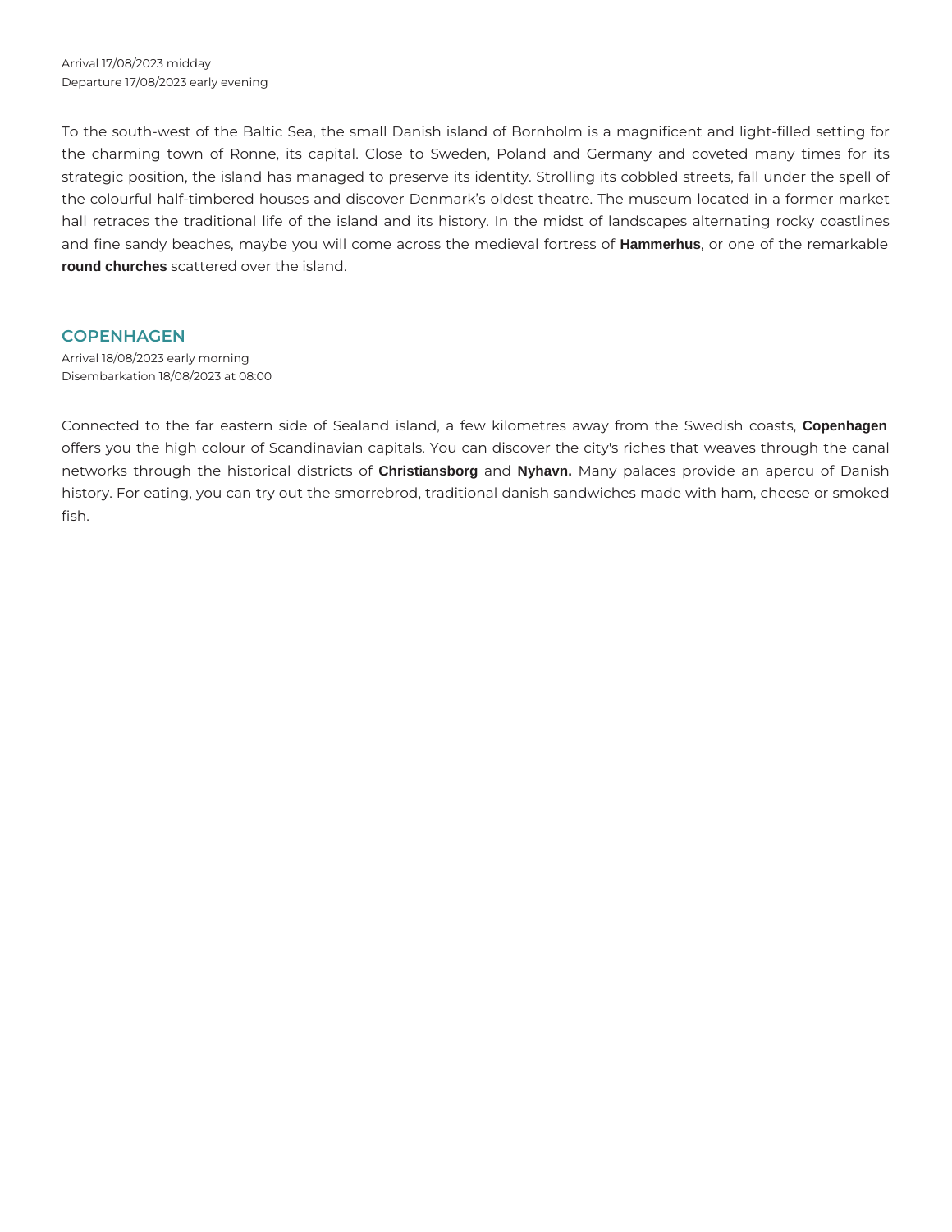Arrival 17/08/2023 midday
Departure 17/08/2023 early evening

To the south-west of the Baltic Sea, the small Danish island of Bornholm is a magnificent and light-filled setting for the charming town of Ronne, its capital. Close to Sweden, Poland and Germany and coveted many times for its strategic position, the island has managed to preserve its identity. Strolling its cobbled streets, fall under the spell of the colourful half-timbered houses and discover Denmark's oldest theatre. The museum located in a former market hall retraces the traditional life of the island and its history. In the midst of landscapes alternating rocky coastlines and fine sandy beaches, maybe you will come across the medieval fortress of **Hammerhus**, or one of the remarkable **round churches** scattered over the island.

## COPENHAGEN

Arrival 18/08/2023 early morning
Disembarkation 18/08/2023 at 08:00

Connected to the far eastern side of Sealand island, a few kilometres away from the Swedish coasts, **Copenhagen** offers you the high colour of Scandinavian capitals. You can discover the city's riches that weaves through the canal networks through the historical districts of **Christiansborg** and **Nyhavn.** Many palaces provide an apercu of Danish history. For eating, you can try out the smorrebrod, traditional danish sandwiches made with ham, cheese or smoked fish.